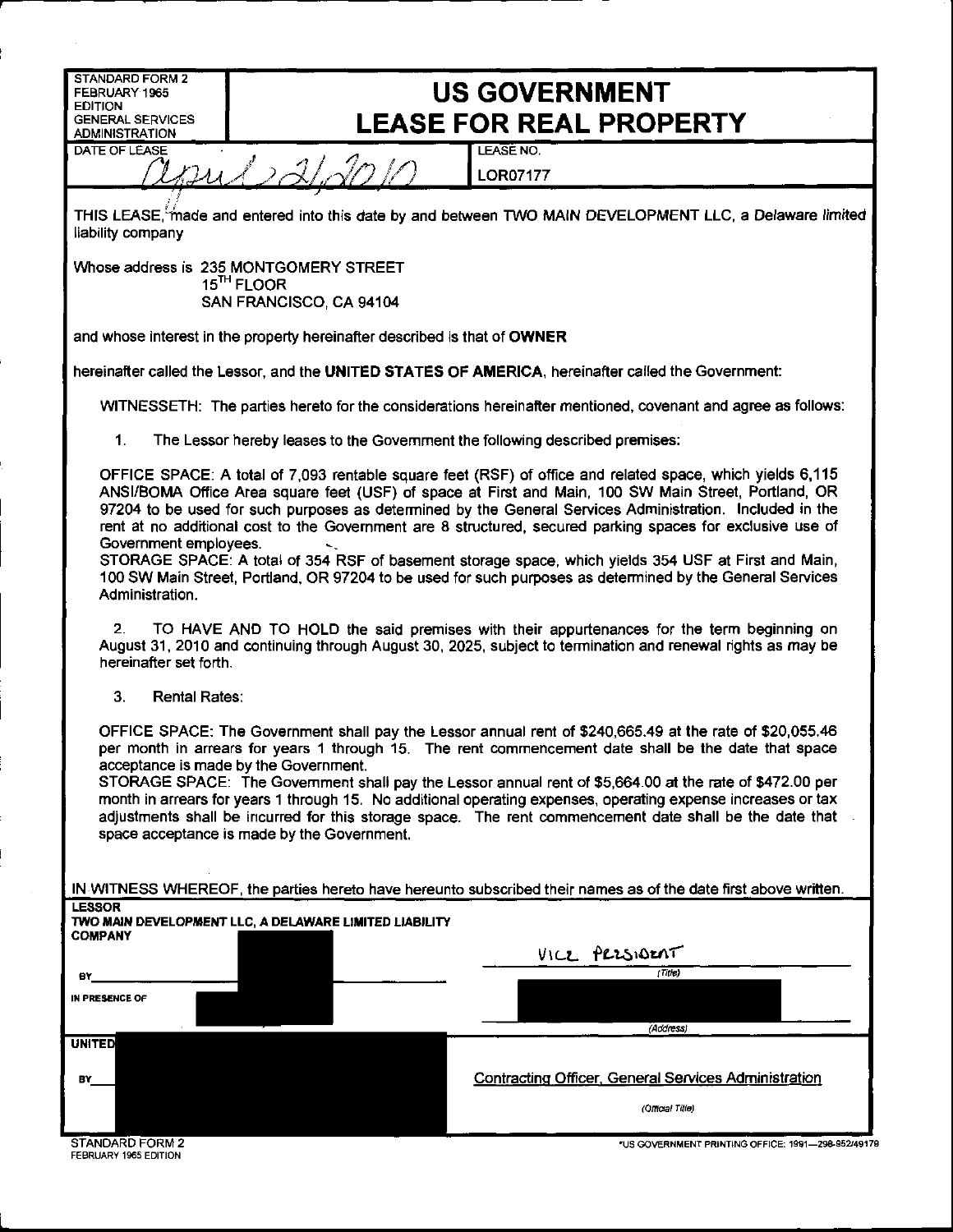| STANDARD FORM 2 FEBRUARY 1965 EDITION GENERAL SERVICES ADMINISTRATION | **US GOVERNMENT LEASE FOR REAL PROPERTY** |
|---|---|
| DATE OF LEASE April 21, 2010 | LEASE NO. LOR07177 |

THIS LEASE, made and entered into this date by and between TWO MAIN DEVELOPMENT LLC, a Delaware limited liability company

Whose address is 235 MONTGOMERY STREET
15TH FLOOR
SAN FRANCISCO, CA 94104

and whose interest in the property hereinafter described is that of **OWNER**

hereinafter called the Lessor, and the **UNITED STATES OF AMERICA**, hereinafter called the Government:

WITNESSETH: The parties hereto for the considerations hereinafter mentioned, covenant and agree as follows:

1. The Lessor hereby leases to the Government the following described premises:

OFFICE SPACE: A total of 7,093 rentable square feet (RSF) of office and related space, which yields 6,115 ANSI/BOMA Office Area square feet (USF) of space at First and Main, 100 SW Main Street, Portland, OR 97204 to be used for such purposes as determined by the General Services Administration. Included in the rent at no additional cost to the Government are 8 structured, secured parking spaces for exclusive use of Government employees.
STORAGE SPACE: A total of 354 RSF of basement storage space, which yields 354 USF at First and Main, 100 SW Main Street, Portland, OR 97204 to be used for such purposes as determined by the General Services Administration.

2. TO HAVE AND TO HOLD the said premises with their appurtenances for the term beginning on August 31, 2010 and continuing through August 30, 2025, subject to termination and renewal rights as may be hereinafter set forth.

3. Rental Rates:

OFFICE SPACE: The Government shall pay the Lessor annual rent of $240,665.49 at the rate of $20,055.46 per month in arrears for years 1 through 15. The rent commencement date shall be the date that space acceptance is made by the Government.
STORAGE SPACE: The Government shall pay the Lessor annual rent of $5,664.00 at the rate of $472.00 per month in arrears for years 1 through 15. No additional operating expenses, operating expense increases or tax adjustments shall be incurred for this storage space. The rent commencement date shall be the date that space acceptance is made by the Government.

IN WITNESS WHEREOF, the parties hereto have hereunto subscribed their names as of the date first above written.

**LESSOR**
**TWO MAIN DEVELOPMENT LLC, A DELAWARE LIMITED LIABILITY COMPANY**

BY ____________________ VICE PRESIDENT
(Title)

IN PRESENCE OF ____________________
(Address)

**UNITED**

BY ____________________ Contracting Officer, General Services Administration
(Official Title)

STANDARD FORM 2
FEBRUARY 1965 EDITION

*US GOVERNMENT PRINTING OFFICE: 1991—298-952/49179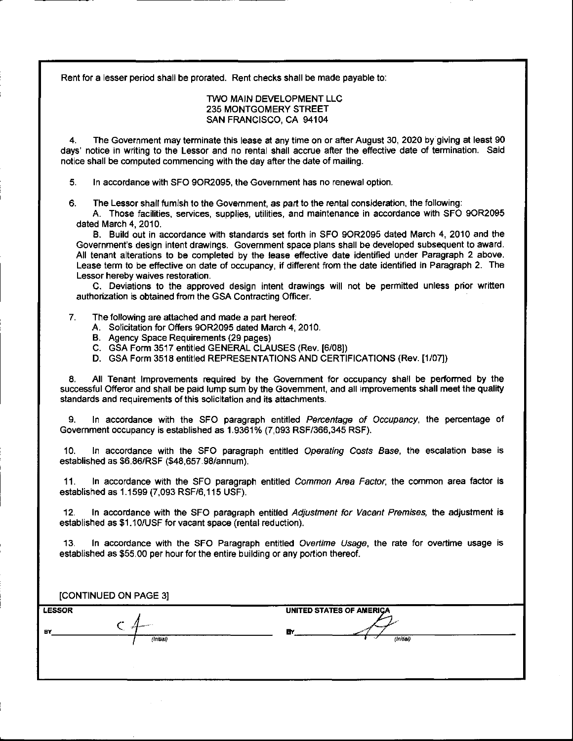Rent for a lesser period shall be prorated. Rent checks shall be made payable to:

TWO MAIN DEVELOPMENT LLC
235 MONTGOMERY STREET
SAN FRANCISCO, CA 94104

4. The Government may terminate this lease at any time on or after August 30, 2020 by giving at least 90 days' notice in writing to the Lessor and no rental shall accrue after the effective date of termination. Said notice shall be computed commencing with the day after the date of mailing.

5. In accordance with SFO 9OR2095, the Government has no renewal option.

6. The Lessor shall furnish to the Government, as part to the rental consideration, the following:

A. Those facilities, services, supplies, utilities, and maintenance in accordance with SFO 9OR2095 dated March 4, 2010.

B. Build out in accordance with standards set forth in SFO 9OR2095 dated March 4, 2010 and the Government's design intent drawings. Government space plans shall be developed subsequent to award. All tenant alterations to be completed by the lease effective date identified under Paragraph 2 above. Lease term to be effective on date of occupancy, if different from the date identified in Paragraph 2. The Lessor hereby waives restoration.

C. Deviations to the approved design intent drawings will not be permitted unless prior written authorization is obtained from the GSA Contracting Officer.

7. The following are attached and made a part hereof:

A. Solicitation for Offers 9OR2095 dated March 4, 2010.
B. Agency Space Requirements (29 pages)
C. GSA Form 3517 entitled GENERAL CLAUSES (Rev. [6/08])
D. GSA Form 3518 entitled REPRESENTATIONS AND CERTIFICATIONS (Rev. [1/07])

8. All Tenant Improvements required by the Government for occupancy shall be performed by the successful Offeror and shall be paid lump sum by the Government, and all improvements shall meet the quality standards and requirements of this solicitation and its attachments.

9. In accordance with the SFO paragraph entitled *Percentage of Occupancy*, the percentage of Government occupancy is established as 1.9361% (7,093 RSF/366,345 RSF).

10. In accordance with the SFO paragraph entitled *Operating Costs Base*, the escalation base is established as $6.86/RSF ($48,657.98/annum).

11. In accordance with the SFO paragraph entitled *Common Area Factor*, the common area factor is established as 1.1599 (7,093 RSF/6,115 USF).

12. In accordance with the SFO paragraph entitled *Adjustment for Vacant Premises*, the adjustment is established as $1.10/USF for vacant space (rental reduction).

13. In accordance with the SFO Paragraph entitled *Overtime Usage*, the rate for overtime usage is established as $55.00 per hour for the entire building or any portion thereof.

[CONTINUED ON PAGE 3]

| LESSOR | UNITED STATES OF AMERICA |
|---|---|
| BY _____ (Initial) | BY _____ (Initial) |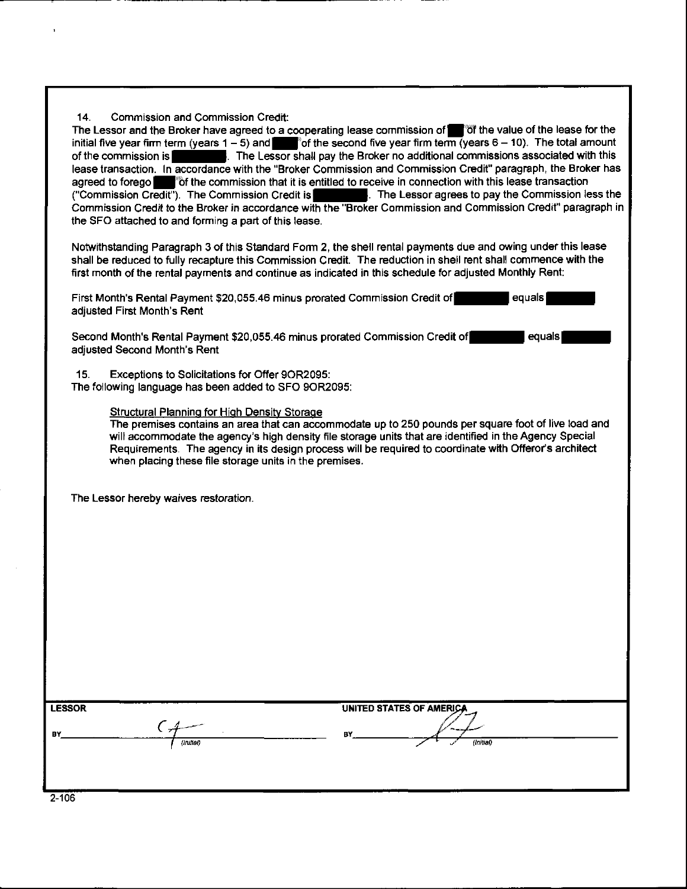14. Commission and Commission Credit:

The Lessor and the Broker have agreed to a cooperating lease commission of ███ of the value of the lease for the initial five year firm term (years 1 – 5) and ███ of the second five year firm term (years 6 – 10). The total amount of the commission is ███████. The Lessor shall pay the Broker no additional commissions associated with this lease transaction. In accordance with the "Broker Commission and Commission Credit" paragraph, the Broker has agreed to forego ███ of the commission that it is entitled to receive in connection with this lease transaction ("Commission Credit"). The Commission Credit is ███████. The Lessor agrees to pay the Commission less the Commission Credit to the Broker in accordance with the "Broker Commission and Commission Credit" paragraph in the SFO attached to and forming a part of this lease.

Notwithstanding Paragraph 3 of this Standard Form 2, the shell rental payments due and owing under this lease shall be reduced to fully recapture this Commission Credit. The reduction in shell rent shall commence with the first month of the rental payments and continue as indicated in this schedule for adjusted Monthly Rent:

First Month's Rental Payment $20,055.46 minus prorated Commission Credit of ███████ equals ███████ adjusted First Month's Rent

Second Month's Rental Payment $20,055.46 minus prorated Commission Credit of ███████ equals ███████ adjusted Second Month's Rent

15. Exceptions to Solicitations for Offer 9OR2095:

The following language has been added to SFO 9OR2095:

<u>Structural Planning for High Density Storage</u>

The premises contains an area that can accommodate up to 250 pounds per square foot of live load and will accommodate the agency's high density file storage units that are identified in the Agency Special Requirements. The agency in its design process will be required to coordinate with Offeror's architect when placing these file storage units in the premises.

The Lessor hereby waives restoration.

| LESSOR | UNITED STATES OF AMERICA |
| --- | --- |
| BY ______ (Initial) | BY ______ (Initial) |

2-106